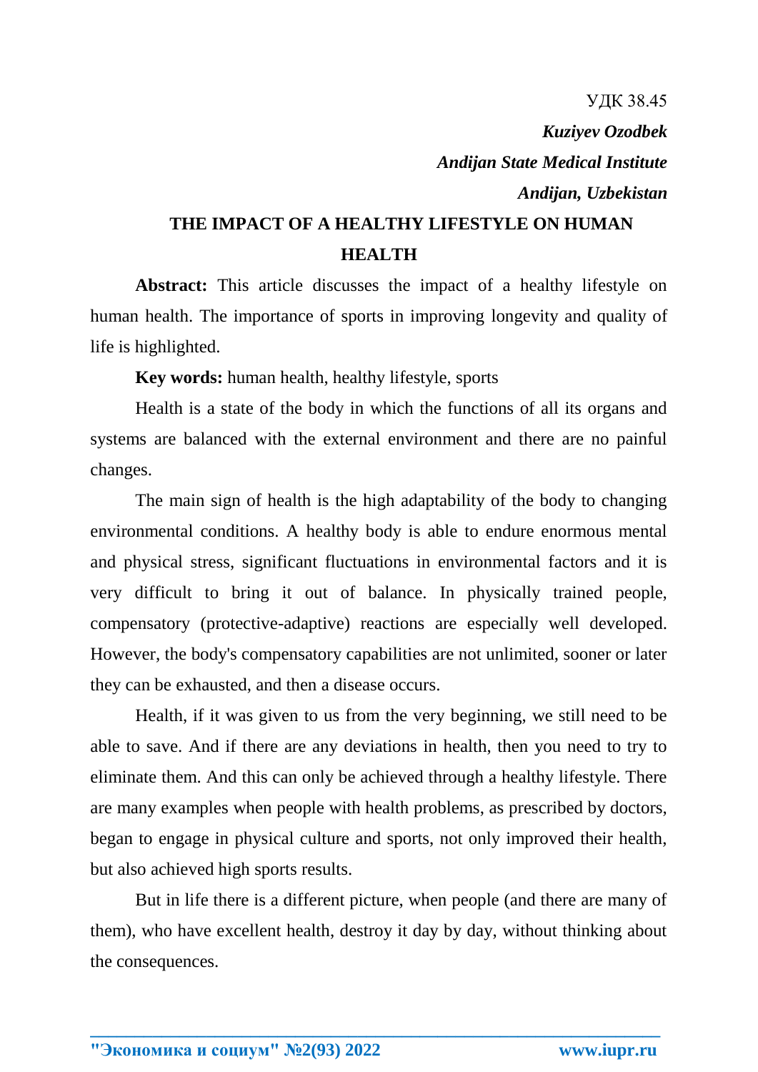УДК 38.45

***Kuziyev Ozodbek***

***Andijan State Medical Institute***

***Andijan, Uzbekistan***

# THE IMPACT OF A HEALTHY LIFESTYLE ON HUMAN HEALTH

**Abstract:** This article discusses the impact of a healthy lifestyle on human health. The importance of sports in improving longevity and quality of life is highlighted.

**Key words:** human health, healthy lifestyle, sports

Health is a state of the body in which the functions of all its organs and systems are balanced with the external environment and there are no painful changes.

The main sign of health is the high adaptability of the body to changing environmental conditions. A healthy body is able to endure enormous mental and physical stress, significant fluctuations in environmental factors and it is very difficult to bring it out of balance. In physically trained people, compensatory (protective-adaptive) reactions are especially well developed. However, the body's compensatory capabilities are not unlimited, sooner or later they can be exhausted, and then a disease occurs.

Health, if it was given to us from the very beginning, we still need to be able to save. And if there are any deviations in health, then you need to try to eliminate them. And this can only be achieved through a healthy lifestyle. There are many examples when people with health problems, as prescribed by doctors, began to engage in physical culture and sports, not only improved their health, but also achieved high sports results.

But in life there is a different picture, when people (and there are many of them), who have excellent health, destroy it day by day, without thinking about the consequences.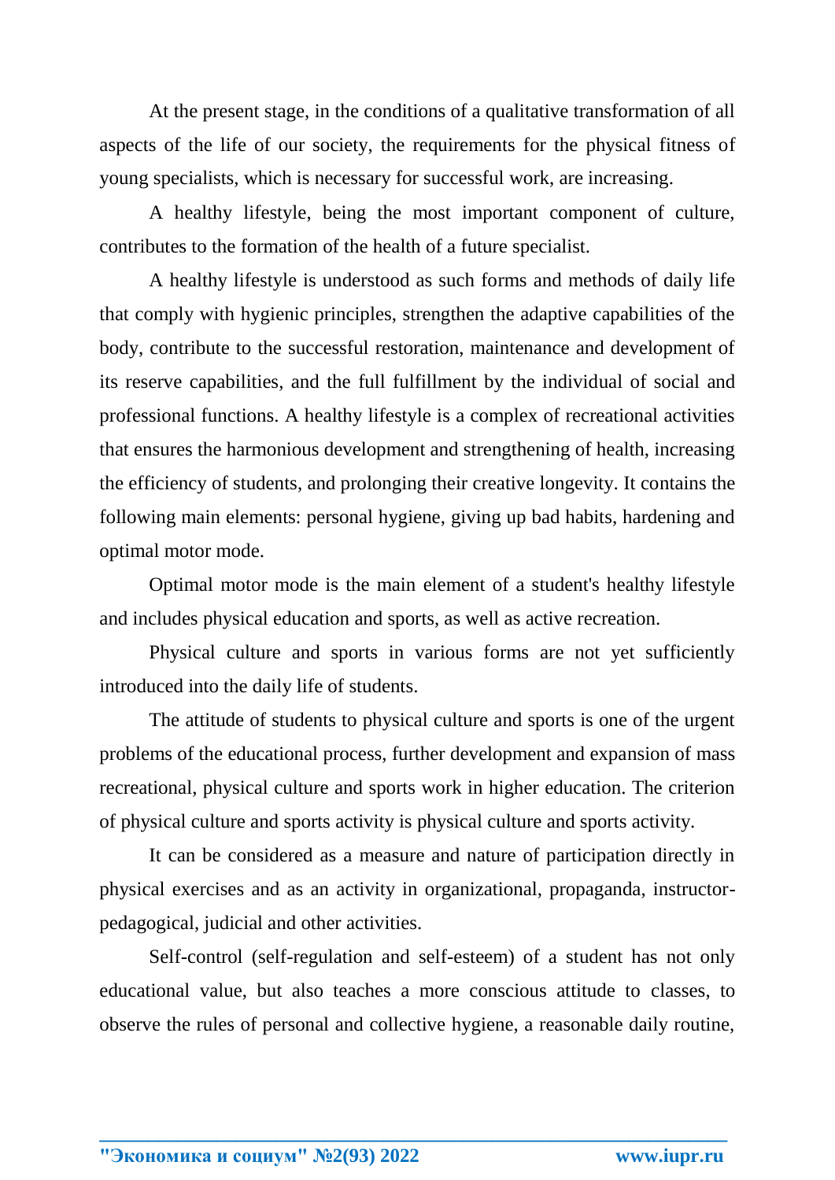At the present stage, in the conditions of a qualitative transformation of all aspects of the life of our society, the requirements for the physical fitness of young specialists, which is necessary for successful work, are increasing.

A healthy lifestyle, being the most important component of culture, contributes to the formation of the health of a future specialist.

A healthy lifestyle is understood as such forms and methods of daily life that comply with hygienic principles, strengthen the adaptive capabilities of the body, contribute to the successful restoration, maintenance and development of its reserve capabilities, and the full fulfillment by the individual of social and professional functions. A healthy lifestyle is a complex of recreational activities that ensures the harmonious development and strengthening of health, increasing the efficiency of students, and prolonging their creative longevity. It contains the following main elements: personal hygiene, giving up bad habits, hardening and optimal motor mode.

Optimal motor mode is the main element of a student's healthy lifestyle and includes physical education and sports, as well as active recreation.

Physical culture and sports in various forms are not yet sufficiently introduced into the daily life of students.

The attitude of students to physical culture and sports is one of the urgent problems of the educational process, further development and expansion of mass recreational, physical culture and sports work in higher education. The criterion of physical culture and sports activity is physical culture and sports activity.

It can be considered as a measure and nature of participation directly in physical exercises and as an activity in organizational, propaganda, instructor-pedagogical, judicial and other activities.

Self-control (self-regulation and self-esteem) of a student has not only educational value, but also teaches a more conscious attitude to classes, to observe the rules of personal and collective hygiene, a reasonable daily routine,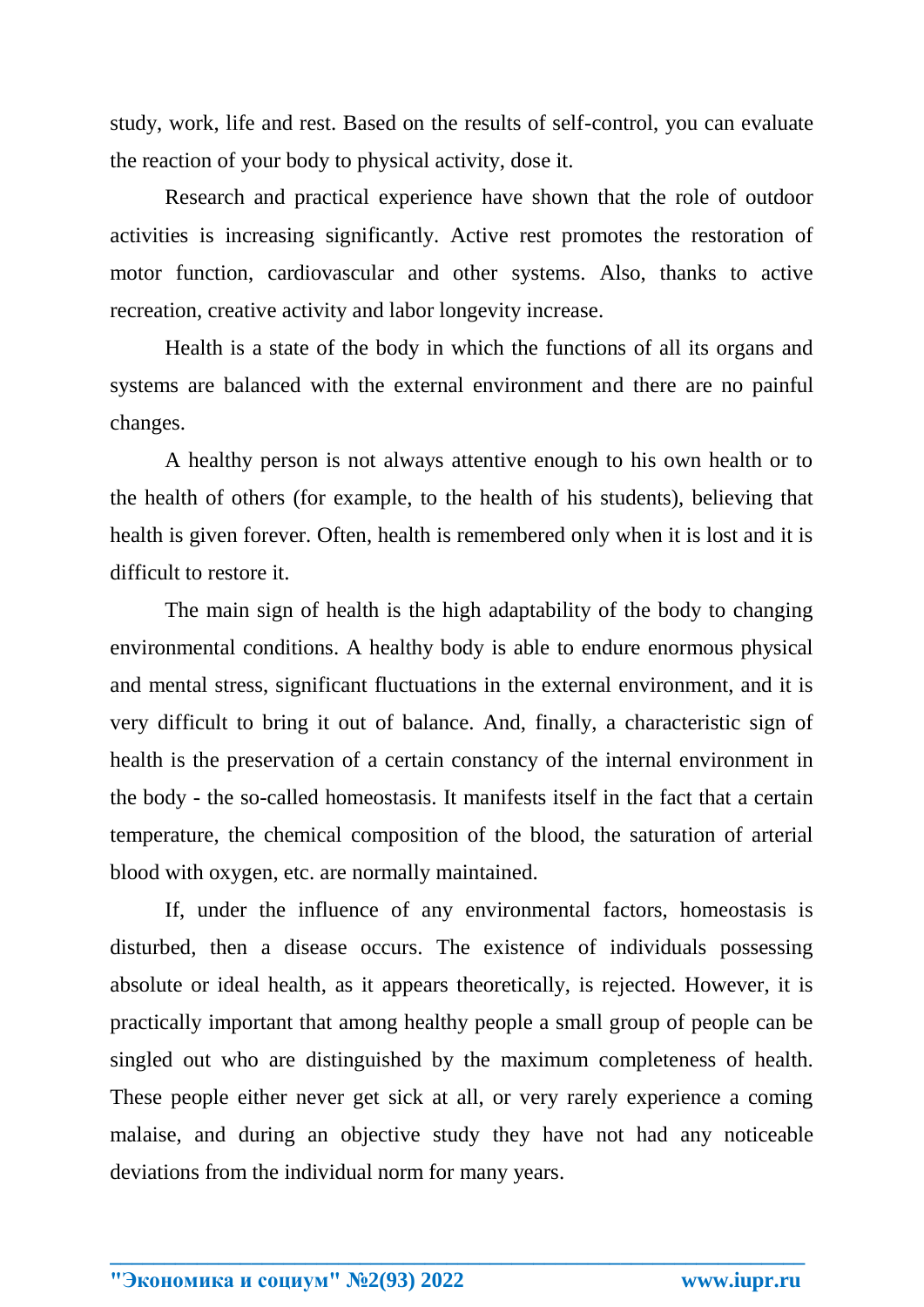study, work, life and rest. Based on the results of self-control, you can evaluate the reaction of your body to physical activity, dose it.

Research and practical experience have shown that the role of outdoor activities is increasing significantly. Active rest promotes the restoration of motor function, cardiovascular and other systems. Also, thanks to active recreation, creative activity and labor longevity increase.

Health is a state of the body in which the functions of all its organs and systems are balanced with the external environment and there are no painful changes.

A healthy person is not always attentive enough to his own health or to the health of others (for example, to the health of his students), believing that health is given forever. Often, health is remembered only when it is lost and it is difficult to restore it.

The main sign of health is the high adaptability of the body to changing environmental conditions. A healthy body is able to endure enormous physical and mental stress, significant fluctuations in the external environment, and it is very difficult to bring it out of balance. And, finally, a characteristic sign of health is the preservation of a certain constancy of the internal environment in the body - the so-called homeostasis. It manifests itself in the fact that a certain temperature, the chemical composition of the blood, the saturation of arterial blood with oxygen, etc. are normally maintained.

If, under the influence of any environmental factors, homeostasis is disturbed, then a disease occurs. The existence of individuals possessing absolute or ideal health, as it appears theoretically, is rejected. However, it is practically important that among healthy people a small group of people can be singled out who are distinguished by the maximum completeness of health. These people either never get sick at all, or very rarely experience a coming malaise, and during an objective study they have not had any noticeable deviations from the individual norm for many years.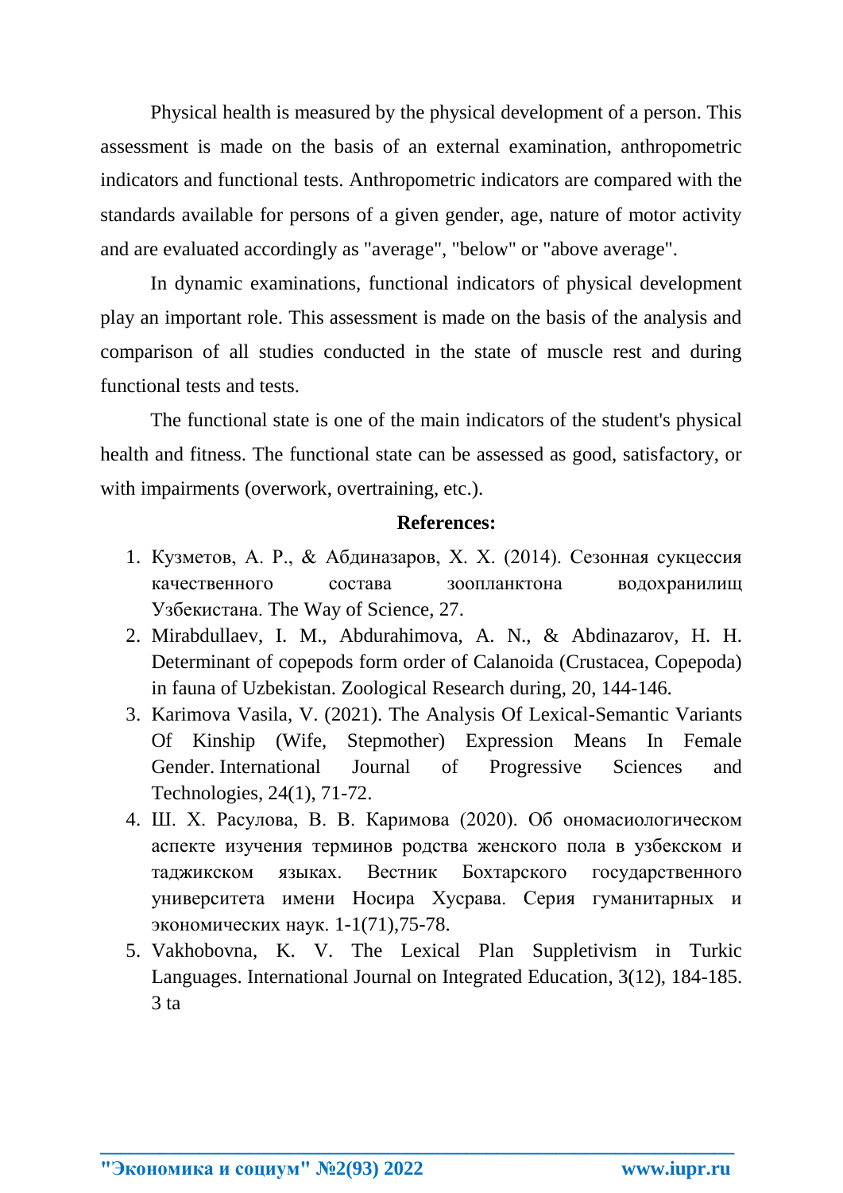Physical health is measured by the physical development of a person. This assessment is made on the basis of an external examination, anthropometric indicators and functional tests. Anthropometric indicators are compared with the standards available for persons of a given gender, age, nature of motor activity and are evaluated accordingly as "average", "below" or "above average".

In dynamic examinations, functional indicators of physical development play an important role. This assessment is made on the basis of the analysis and comparison of all studies conducted in the state of muscle rest and during functional tests and tests.

The functional state is one of the main indicators of the student's physical health and fitness. The functional state can be assessed as good, satisfactory, or with impairments (overwork, overtraining, etc.).

**References:**

1. Кузметов, А. Р., & Абдиназаров, Х. Х. (2014). Сезонная сукцессия качественного состава зоопланктона водохранилищ Узбекистана. The Way of Science, 27.
2. Mirabdullaev, I. M., Abdurahimova, A. N., & Abdinazarov, H. H. Determinant of copepods form order of Calanoida (Crustacea, Copepoda) in fauna of Uzbekistan. Zoological Research during, 20, 144-146.
3. Karimova Vasila, V. (2021). The Analysis Of Lexical-Semantic Variants Of Kinship (Wife, Stepmother) Expression Means In Female Gender. International Journal of Progressive Sciences and Technologies, 24(1), 71-72.
4. Ш. Х. Расулова, В. В. Каримова (2020). Об ономасиологическом аспекте изучения терминов родства женского пола в узбекском и таджикском языках. Вестник Бохтарского государственного университета имени Носира Хусрава. Серия гуманитарных и экономических наук. 1-1(71),75-78.
5. Vakhobovna, K. V. The Lexical Plan Suppletivism in Turkic Languages. International Journal on Integrated Education, 3(12), 184-185. 3 ta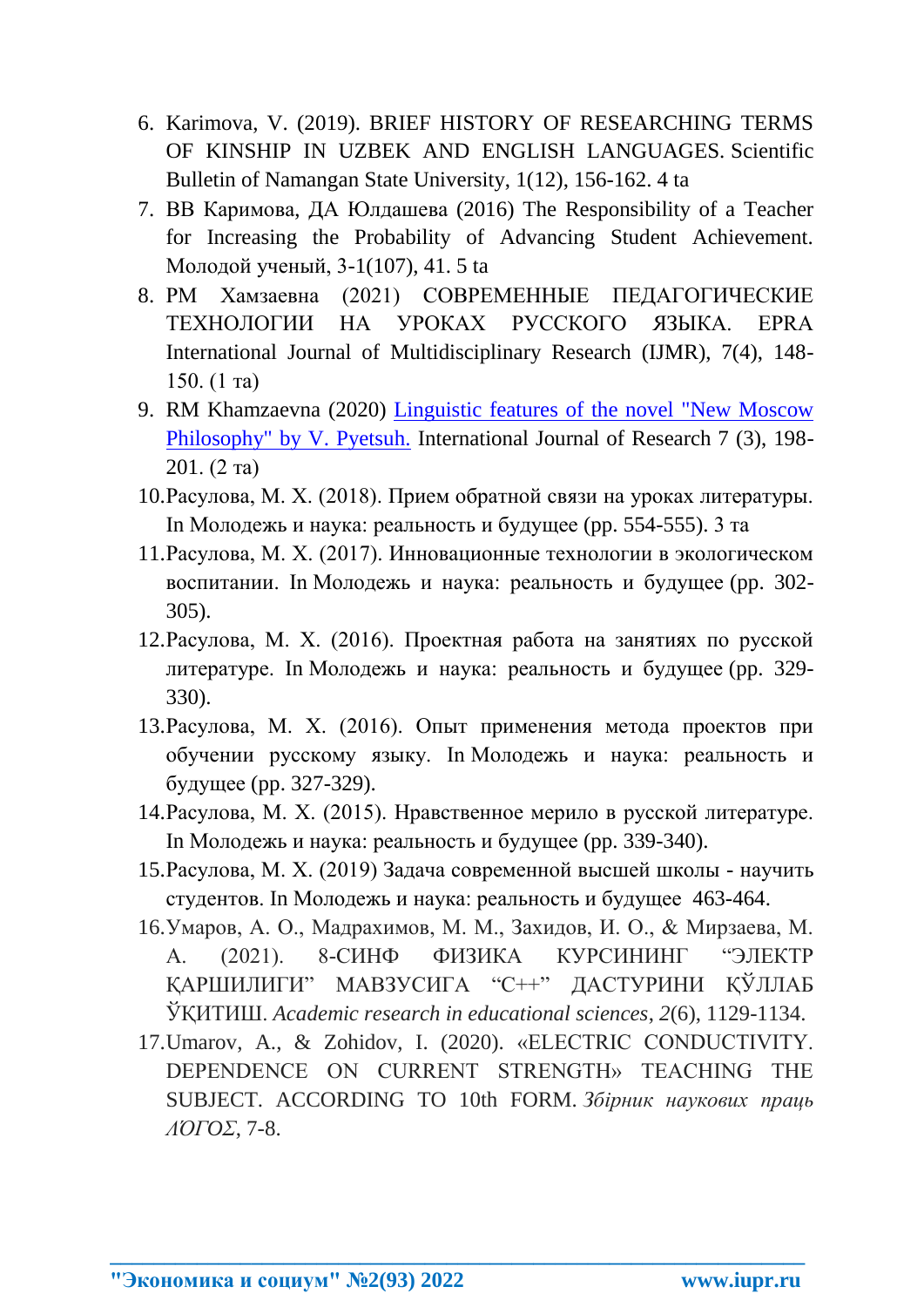6. Karimova, V. (2019). BRIEF HISTORY OF RESEARCHING TERMS OF KINSHIP IN UZBEK AND ENGLISH LANGUAGES. Scientific Bulletin of Namangan State University, 1(12), 156-162. 4 ta
7. ВВ Каримова, ДА Юлдашева (2016) The Responsibility of a Teacher for Increasing the Probability of Advancing Student Achievement. Молодой ученый, 3-1(107), 41. 5 ta
8. РМ Хамзаевна (2021) СОВРЕМЕННЫЕ ПЕДАГОГИЧЕСКИЕ ТЕХНОЛОГИИ НА УРОКАХ РУССКОГО ЯЗЫКА. EPRA International Journal of Multidisciplinary Research (IJMR), 7(4), 148-150. (1 та)
9. RM Khamzaevna (2020) Linguistic features of the novel "New Moscow Philosophy" by V. Pyetsuh. International Journal of Research 7 (3), 198-201. (2 та)
10. Расулова, М. Х. (2018). Прием обратной связи на уроках литературы. In Молодежь и наука: реальность и будущее (pp. 554-555). 3 та
11. Расулова, М. Х. (2017). Инновационные технологии в экологическом воспитании. In Молодежь и наука: реальность и будущее (pp. 302-305).
12. Расулова, М. Х. (2016). Проектная работа на занятиях по русской литературе. In Молодежь и наука: реальность и будущее (pp. 329-330).
13. Расулова, М. Х. (2016). Опыт применения метода проектов при обучении русскому языку. In Молодежь и наука: реальность и будущее (pp. 327-329).
14. Расулова, М. Х. (2015). Нравственное мерило в русской литературе. In Молодежь и наука: реальность и будущее (pp. 339-340).
15. Расулова, М. Х. (2019) Задача современной высшей школы - научить студентов. In Молодежь и наука: реальность и будущее 463-464.
16. Умаров, А. О., Мадрахимов, М. М., Захидов, И. О., & Мирзаева, М. А. (2021). 8-СИНФ ФИЗИКА КУРСИНИНГ "ЭЛЕКТР ҚАРШИЛИГИ" МАВЗУСИГА "C++" ДАСТУРИНИ ҚЎЛЛАБ ЎҚИТИШ. *Academic research in educational sciences*, *2*(6), 1129-1134.
17. Umarov, A., & Zohidov, I. (2020). «ELECTRIC CONDUCTIVITY. DEPENDENCE ON CURRENT STRENGTH» TEACHING THE SUBJECT. ACCORDING TO 10th FORM. *Збірник наукових праць ΛΌГOΣ*, 7-8.